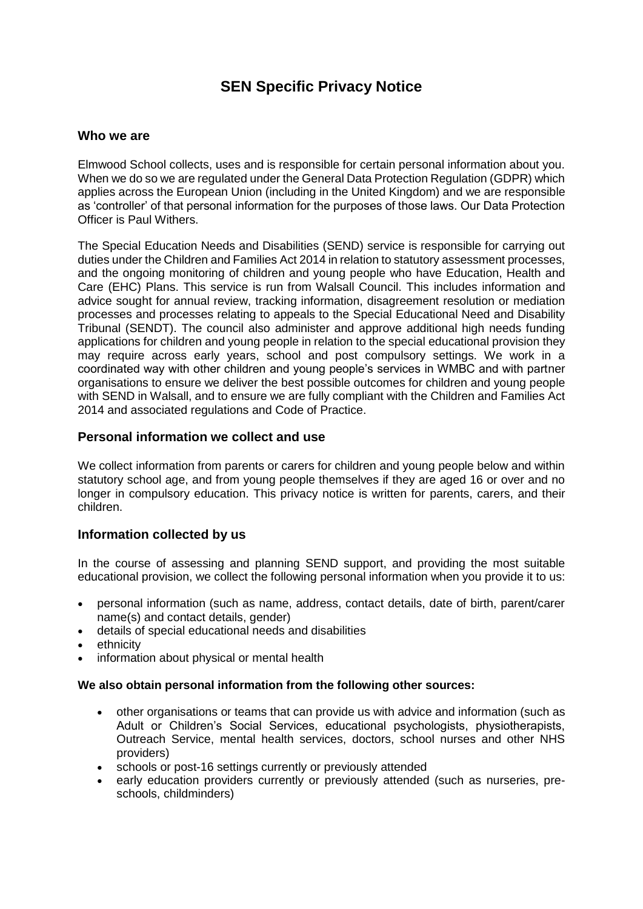# SEN Specific Privacy Notice

## Who we are

Elmwood School collects, uses and is responsible for certain personal information about you. When we do so we are regulated under the General Data Protection Regulation (GDPR) which applies across the European Union (including in the United Kingdom) and we are responsible as 'controller' of that personal information for the purposes of those laws. Our Data Protection Officer is Paul Withers.

The Special Education Needs and Disabilities (SEND) service is responsible for carrying out duties under the Children and Families Act 2014 in relation to statutory assessment processes, and the ongoing monitoring of children and young people who have Education, Health and Care (EHC) Plans. This service is run from Walsall Council. This includes information and advice sought for annual review, tracking information, disagreement resolution or mediation processes and processes relating to appeals to the Special Educational Need and Disability Tribunal (SENDT). The council also administer and approve additional high needs funding applications for children and young people in relation to the special educational provision they may require across early years, school and post compulsory settings. We work in a coordinated way with other children and young people's services in WMBC and with partner organisations to ensure we deliver the best possible outcomes for children and young people with SEND in Walsall, and to ensure we are fully compliant with the Children and Families Act 2014 and associated regulations and Code of Practice.

## Personal information we collect and use

We collect information from parents or carers for children and young people below and within statutory school age, and from young people themselves if they are aged 16 or over and no longer in compulsory education. This privacy notice is written for parents, carers, and their children.

## Information collected by us

In the course of assessing and planning SEND support, and providing the most suitable educational provision, we collect the following personal information when you provide it to us:

- personal information (such as name, address, contact details, date of birth, parent/carer name(s) and contact details, gender)
- details of special educational needs and disabilities
- ethnicity
- information about physical or mental health

**We also obtain personal information from the following other sources:**

- other organisations or teams that can provide us with advice and information (such as Adult or Children's Social Services, educational psychologists, physiotherapists, Outreach Service, mental health services, doctors, school nurses and other NHS providers)
- schools or post-16 settings currently or previously attended
- early education providers currently or previously attended (such as nurseries, pre-schools, childminders)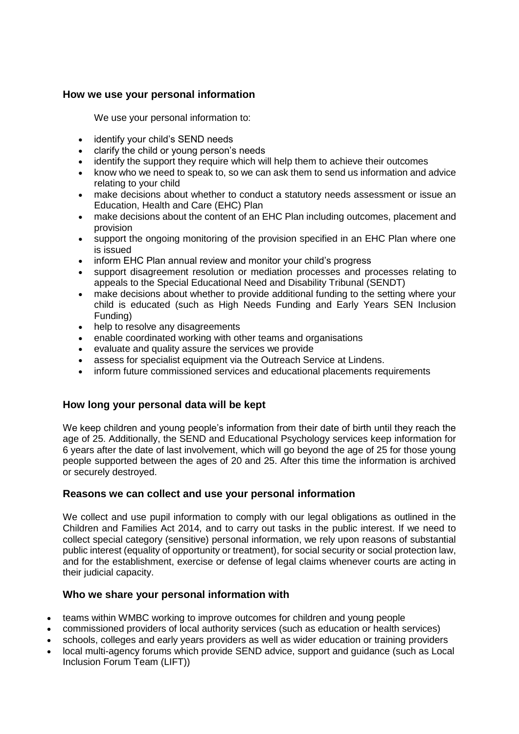## How we use your personal information

We use your personal information to:

- identify your child's SEND needs
- clarify the child or young person's needs
- identify the support they require which will help them to achieve their outcomes
- know who we need to speak to, so we can ask them to send us information and advice relating to your child
- make decisions about whether to conduct a statutory needs assessment or issue an Education, Health and Care (EHC) Plan
- make decisions about the content of an EHC Plan including outcomes, placement and provision
- support the ongoing monitoring of the provision specified in an EHC Plan where one is issued
- inform EHC Plan annual review and monitor your child's progress
- support disagreement resolution or mediation processes and processes relating to appeals to the Special Educational Need and Disability Tribunal (SENDT)
- make decisions about whether to provide additional funding to the setting where your child is educated (such as High Needs Funding and Early Years SEN Inclusion Funding)
- help to resolve any disagreements
- enable coordinated working with other teams and organisations
- evaluate and quality assure the services we provide
- assess for specialist equipment via the Outreach Service at Lindens.
- inform future commissioned services and educational placements requirements

## How long your personal data will be kept

We keep children and young people's information from their date of birth until they reach the age of 25. Additionally, the SEND and Educational Psychology services keep information for 6 years after the date of last involvement, which will go beyond the age of 25 for those young people supported between the ages of 20 and 25. After this time the information is archived or securely destroyed.

## Reasons we can collect and use your personal information

We collect and use pupil information to comply with our legal obligations as outlined in the Children and Families Act 2014*,* and to carry out tasks in the public interest. If we need to collect special category (sensitive) personal information, we rely upon reasons of substantial public interest (equality of opportunity or treatment), for social security or social protection law, and for the establishment, exercise or defense of legal claims whenever courts are acting in their judicial capacity.

## Who we share your personal information with

- teams within WMBC working to improve outcomes for children and young people
- commissioned providers of local authority services (such as education or health services)
- schools, colleges and early years providers as well as wider education or training providers
- local multi-agency forums which provide SEND advice, support and guidance (such as Local Inclusion Forum Team (LIFT))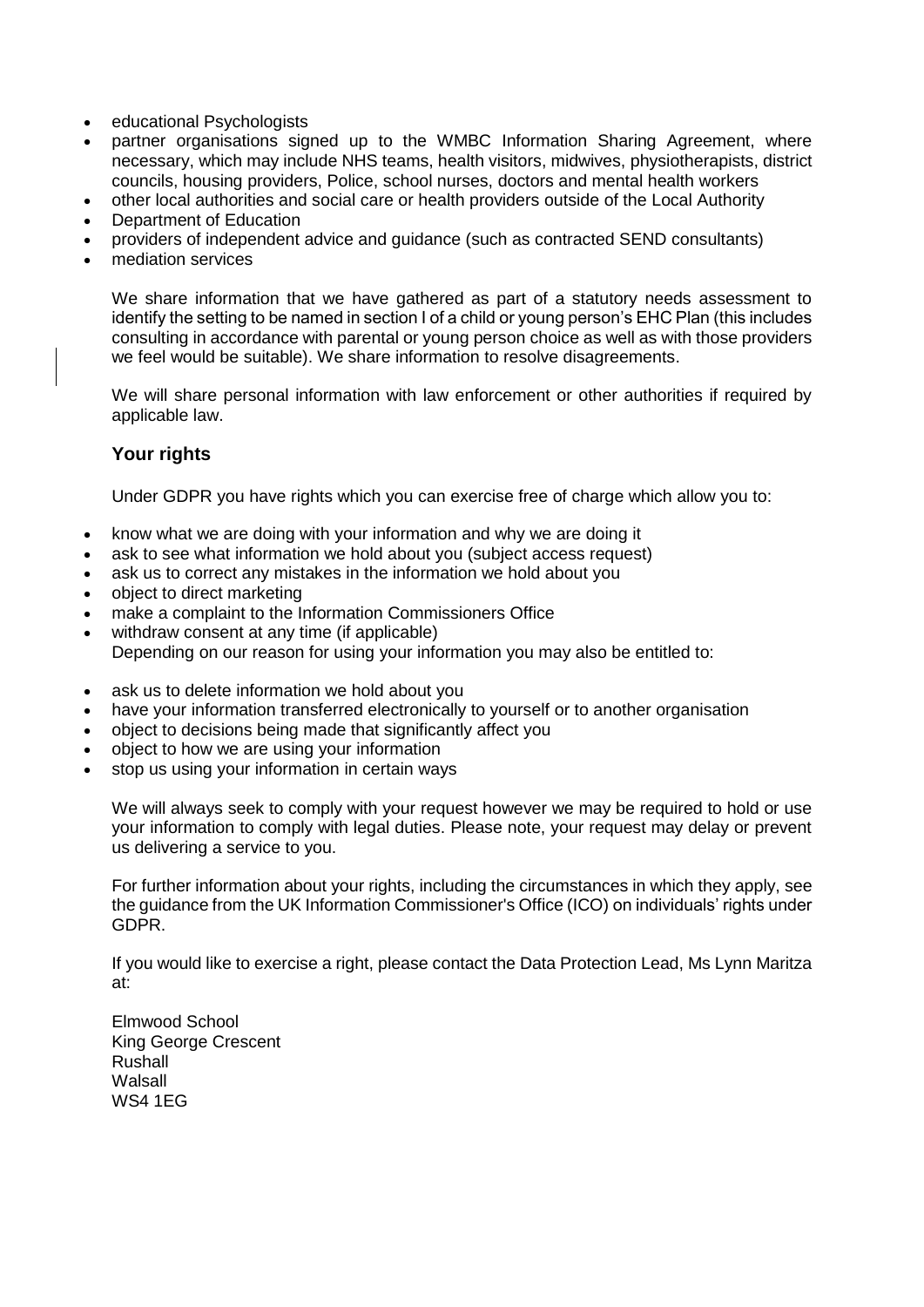- educational Psychologists
- partner organisations signed up to the WMBC Information Sharing Agreement, where necessary, which may include NHS teams, health visitors, midwives, physiotherapists, district councils, housing providers, Police, school nurses, doctors and mental health workers
- other local authorities and social care or health providers outside of the Local Authority
- Department of Education
- providers of independent advice and guidance (such as contracted SEND consultants)
- mediation services

We share information that we have gathered as part of a statutory needs assessment to identify the setting to be named in section I of a child or young person's EHC Plan (this includes consulting in accordance with parental or young person choice as well as with those providers we feel would be suitable). We share information to resolve disagreements.

We will share personal information with law enforcement or other authorities if required by applicable law.

## Your rights

Under GDPR you have rights which you can exercise free of charge which allow you to:

- know what we are doing with your information and why we are doing it
- ask to see what information we hold about you (subject access request)
- ask us to correct any mistakes in the information we hold about you
- object to direct marketing
- make a complaint to the Information Commissioners Office
- withdraw consent at any time (if applicable)

Depending on our reason for using your information you may also be entitled to:

- ask us to delete information we hold about you
- have your information transferred electronically to yourself or to another organisation
- object to decisions being made that significantly affect you
- object to how we are using your information
- stop us using your information in certain ways

We will always seek to comply with your request however we may be required to hold or use your information to comply with legal duties. Please note, your request may delay or prevent us delivering a service to you.

For further information about your rights, including the circumstances in which they apply, see the guidance from the UK Information Commissioner's Office (ICO) on individuals' rights under GDPR.

If you would like to exercise a right, please contact the Data Protection Lead, Ms Lynn Maritza at:

Elmwood School
King George Crescent
Rushall
Walsall
WS4 1EG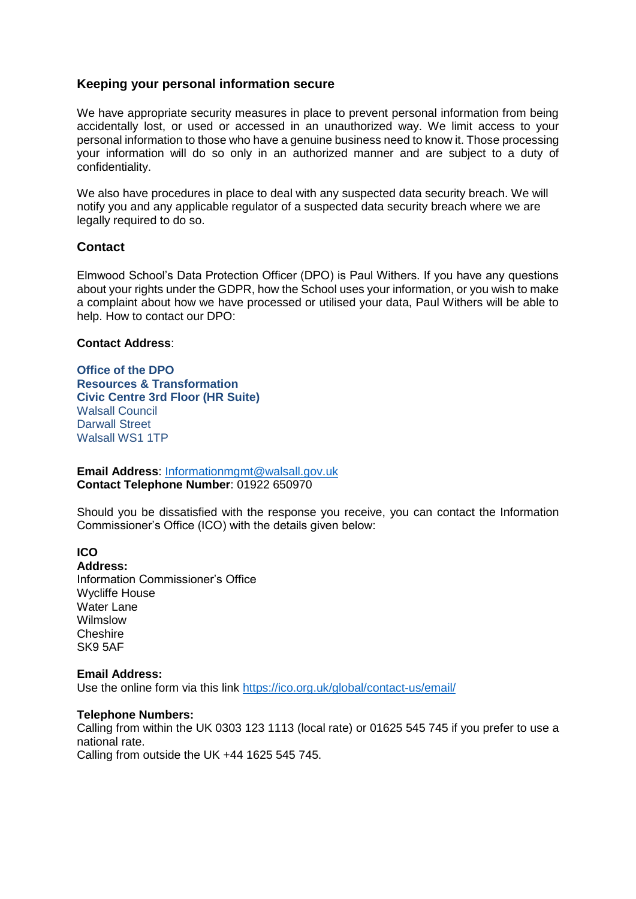## Keeping your personal information secure

We have appropriate security measures in place to prevent personal information from being accidentally lost, or used or accessed in an unauthorized way. We limit access to your personal information to those who have a genuine business need to know it. Those processing your information will do so only in an authorized manner and are subject to a duty of confidentiality.

We also have procedures in place to deal with any suspected data security breach. We will notify you and any applicable regulator of a suspected data security breach where we are legally required to do so.

## Contact

Elmwood School's Data Protection Officer (DPO) is Paul Withers. If you have any questions about your rights under the GDPR, how the School uses your information, or you wish to make a complaint about how we have processed or utilised your data, Paul Withers will be able to help. How to contact our DPO:

**Contact Address**:

**Office of the DPO**
**Resources & Transformation**
**Civic Centre 3rd Floor (HR Suite)**
Walsall Council
Darwall Street
Walsall WS1 1TP

**Email Address**: Informationmgmt@walsall.gov.uk
**Contact Telephone Number**: 01922 650970

Should you be dissatisfied with the response you receive, you can contact the Information Commissioner's Office (ICO) with the details given below:

**ICO**
**Address:**
Information Commissioner's Office
Wycliffe House
Water Lane
Wilmslow
Cheshire
SK9 5AF

**Email Address:**
Use the online form via this link https://ico.org.uk/global/contact-us/email/

**Telephone Numbers:**
Calling from within the UK 0303 123 1113 (local rate) or 01625 545 745 if you prefer to use a national rate.
Calling from outside the UK +44 1625 545 745.